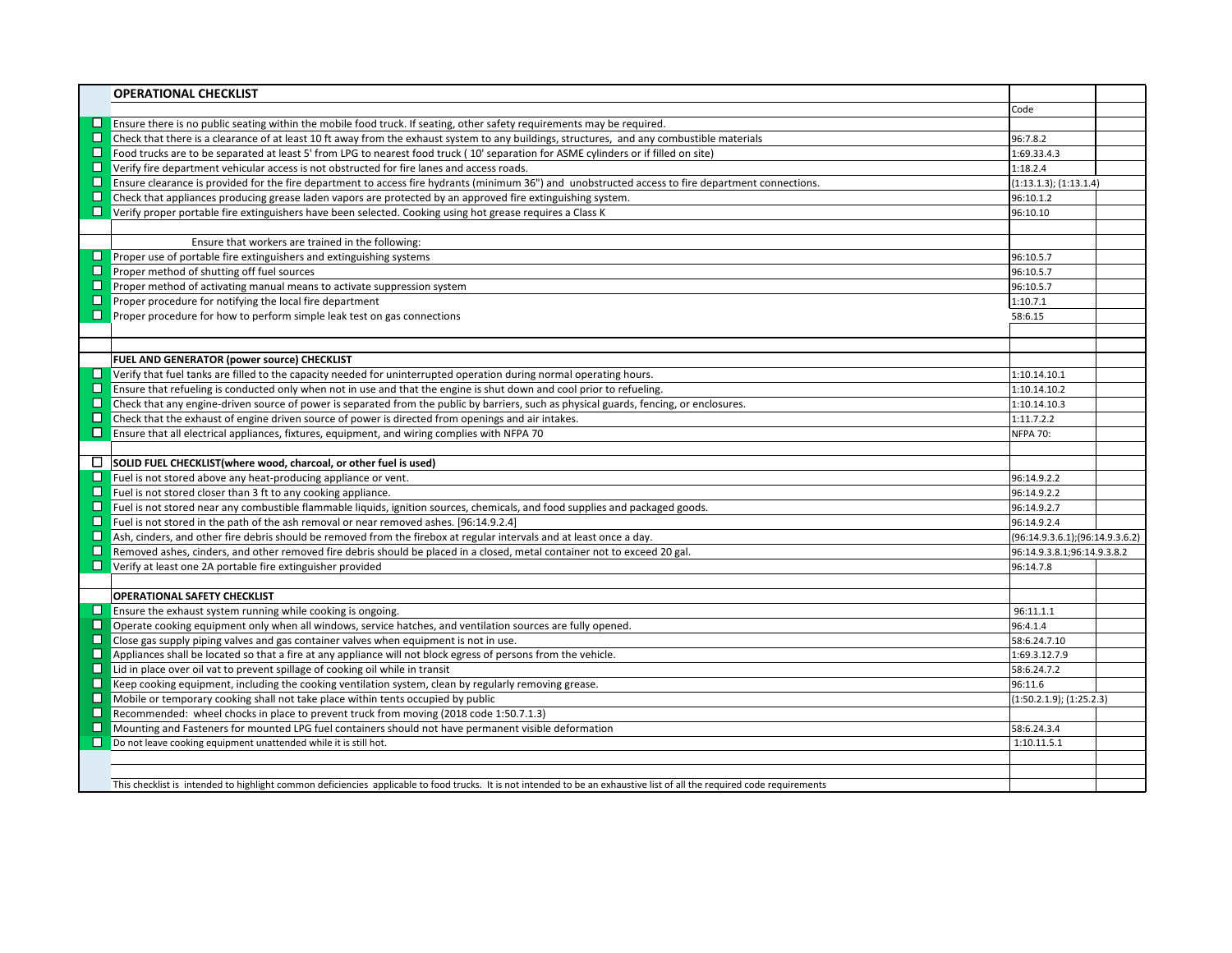| | OPERATIONAL CHECKLIST | | |
|---|---|---|---|
| | | Code | |
| ☐ | Ensure there is no public seating within the mobile food truck. If seating, other safety requirements may be required. | | |
| ☐ | Check that there is a clearance of at least 10 ft away from the exhaust system to any buildings, structures, and any combustible materials | 96:7.8.2 | |
| ☐ | Food trucks are to be separated at least 5' from LPG to nearest food truck ( 10' separation for ASME cylinders or if filled on site) | 1:69.33.4.3 | |
| ☐ | Verify fire department vehicular access is not obstructed for fire lanes and access roads. | 1:18.2.4 | |
| ☐ | Ensure clearance is provided for the fire department to access fire hydrants (minimum 36") and unobstructed access to fire department connections. | (1:13.1.3); (1:13.1.4) | |
| ☐ | Check that appliances producing grease laden vapors are protected by an approved fire extinguishing system. | 96:10.1.2 | |
| ☐ | Verify proper portable fire extinguishers have been selected. Cooking using hot grease requires a Class K | 96:10.10 | |
| | | | |
| | Ensure that workers are trained in the following: | | |
| ☐ | Proper use of portable fire extinguishers and extinguishing systems | 96:10.5.7 | |
| ☐ | Proper method of shutting off fuel sources | 96:10.5.7 | |
| ☐ | Proper method of activating manual means to activate suppression system | 96:10.5.7 | |
| ☐ | Proper procedure for notifying the local fire department | 1:10.7.1 | |
| ☐ | Proper procedure for how to perform simple leak test on gas connections | 58:6.15 | |
| | | | |
| | | | |
| | **FUEL AND GENERATOR (power source) CHECKLIST** | | |
| ☐ | Verify that fuel tanks are filled to the capacity needed for uninterrupted operation during normal operating hours. | 1:10.14.10.1 | |
| ☐ | Ensure that refueling is conducted only when not in use and that the engine is shut down and cool prior to refueling. | 1:10.14.10.2 | |
| ☐ | Check that any engine-driven source of power is separated from the public by barriers, such as physical guards, fencing, or enclosures. | 1:10.14.10.3 | |
| ☐ | Check that the exhaust of engine driven source of power is directed from openings and air intakes. | 1:11.7.2.2 | |
| ☐ | Ensure that all electrical appliances, fixtures, equipment, and wiring complies with NFPA 70 | NFPA 70: | |
| | | | |
| ☐ | **SOLID FUEL CHECKLIST(where wood, charcoal, or other fuel is used)** | | |
| ☐ | Fuel is not stored above any heat-producing appliance or vent. | 96:14.9.2.2 | |
| ☐ | Fuel is not stored closer than 3 ft to any cooking appliance. | 96:14.9.2.2 | |
| ☐ | Fuel is not stored near any combustible flammable liquids, ignition sources, chemicals, and food supplies and packaged goods. | 96:14.9.2.7 | |
| ☐ | Fuel is not stored in the path of the ash removal or near removed ashes. [96:14.9.2.4] | 96:14.9.2.4 | |
| ☐ | Ash, cinders, and other fire debris should be removed from the firebox at regular intervals and at least once a day. | (96:14.9.3.6.1);(96:14.9.3.6.2) | |
| ☐ | Removed ashes, cinders, and other removed fire debris should be placed in a closed, metal container not to exceed 20 gal. | 96:14.9.3.8.1;96:14.9.3.8.2 | |
| ☐ | Verify at least one 2A portable fire extinguisher provided | 96:14.7.8 | |
| | | | |
| | **OPERATIONAL SAFETY CHECKLIST** | | |
| ☐ | Ensure the exhaust system running while cooking is ongoing. | 96:11.1.1 | |
| ☐ | Operate cooking equipment only when all windows, service hatches, and ventilation sources are fully opened. | 96:4.1.4 | |
| ☐ | Close gas supply piping valves and gas container valves when equipment is not in use. | 58:6.24.7.10 | |
| ☐ | Appliances shall be located so that a fire at any appliance will not block egress of persons from the vehicle. | 1:69.3.12.7.9 | |
| ☐ | Lid in place over oil vat to prevent spillage of cooking oil while in transit | 58:6.24.7.2 | |
| ☐ | Keep cooking equipment, including the cooking ventilation system, clean by regularly removing grease. | 96:11.6 | |
| ☐ | Mobile or temporary cooking shall not take place within tents occupied by public | (1:50.2.1.9); (1:25.2.3) | |
| ☐ | Recommended: wheel chocks in place to prevent truck from moving (2018 code 1:50.7.1.3) | | |
| ☐ | Mounting and Fasteners for mounted LPG fuel containers should not have permanent visible deformation | 58:6.24.3.4 | |
| ☐ | Do not leave cooking equipment unattended while it is still hot. | 1:10.11.5.1 | |
| | | | |
| | | | |
| | This checklist is intended to highlight common deficiencies applicable to food trucks. It is not intended to be an exhaustive list of all the required code requirements | | |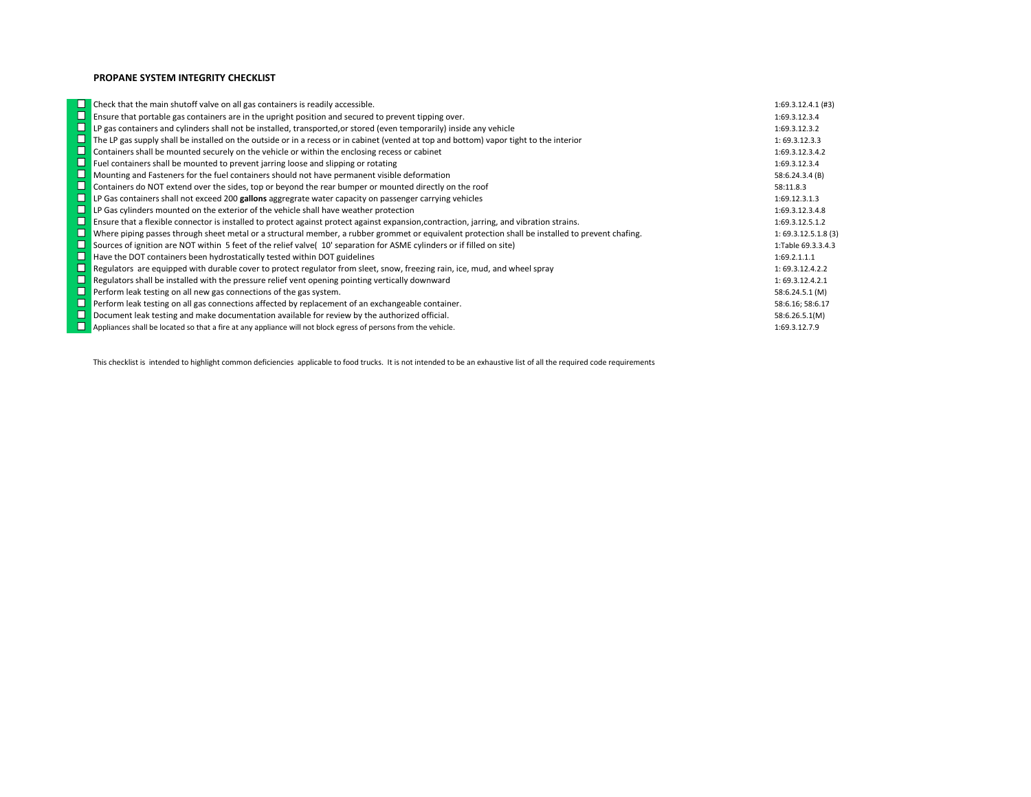## PROPANE SYSTEM INTEGRITY CHECKLIST

| | Item | Reference |
|---|---|---|
| ☐ | Check that the main shutoff valve on all gas containers is readily accessible. | 1:69.3.12.4.1 (#3) |
| ☐ | Ensure that portable gas containers are in the upright position and secured to prevent tipping over. | 1:69.3.12.3.4 |
| ☐ | LP gas containers and cylinders shall not be installed, transported,or stored (even temporarily) inside any vehicle | 1:69.3.12.3.2 |
| ☐ | The LP gas supply shall be installed on the outside or in a recess or in cabinet (vented at top and bottom) vapor tight to the interior | 1: 69.3.12.3.3 |
| ☐ | Containers shall be mounted securely on the vehicle or within the enclosing recess or cabinet | 1:69.3.12.3.4.2 |
| ☐ | Fuel containers shall be mounted to prevent jarring loose and slipping or rotating | 1:69.3.12.3.4 |
| ☐ | Mounting and Fasteners for the fuel containers should not have permanent visible deformation | 58:6.24.3.4 (B) |
| ☐ | Containers do NOT extend over the sides, top or beyond the rear bumper or mounted directly on the roof | 58:11.8.3 |
| ☐ | LP Gas containers shall not exceed 200 **gallons** aggregrate water capacity on passenger carrying vehicles | 1:69.12.3.1.3 |
| ☐ | LP Gas cylinders mounted on the exterior of the vehicle shall have weather protection | 1:69.3.12.3.4.8 |
| ☐ | Ensure that a flexible connector is installed to protect against protect against expansion,contraction, jarring, and vibration strains. | 1:69.3.12.5.1.2 |
| ☐ | Where piping passes through sheet metal or a structural member, a rubber grommet or equivalent protection shall be installed to prevent chafing. | 1: 69.3.12.5.1.8 (3) |
| ☐ | Sources of ignition are NOT within 5 feet of the relief valve( 10' separation for ASME cylinders or if filled on site) | 1:Table 69.3.3.4.3 |
| ☐ | Have the DOT containers been hydrostatically tested within DOT guidelines | 1:69.2.1.1.1 |
| ☐ | Regulators are equipped with durable cover to protect regulator from sleet, snow, freezing rain, ice, mud, and wheel spray | 1: 69.3.12.4.2.2 |
| ☐ | Regulators shall be installed with the pressure relief vent opening pointing vertically downward | 1: 69.3.12.4.2.1 |
| ☐ | Perform leak testing on all new gas connections of the gas system. | 58:6.24.5.1 (M) |
| ☐ | Perform leak testing on all gas connections affected by replacement of an exchangeable container. | 58:6.16; 58:6.17 |
| ☐ | Document leak testing and make documentation available for review by the authorized official. | 58:6.26.5.1(M) |
| ☐ | Appliances shall be located so that a fire at any appliance will not block egress of persons from the vehicle. | 1:69.3.12.7.9 |

This checklist is intended to highlight common deficiencies applicable to food trucks. It is not intended to be an exhaustive list of all the required code requirements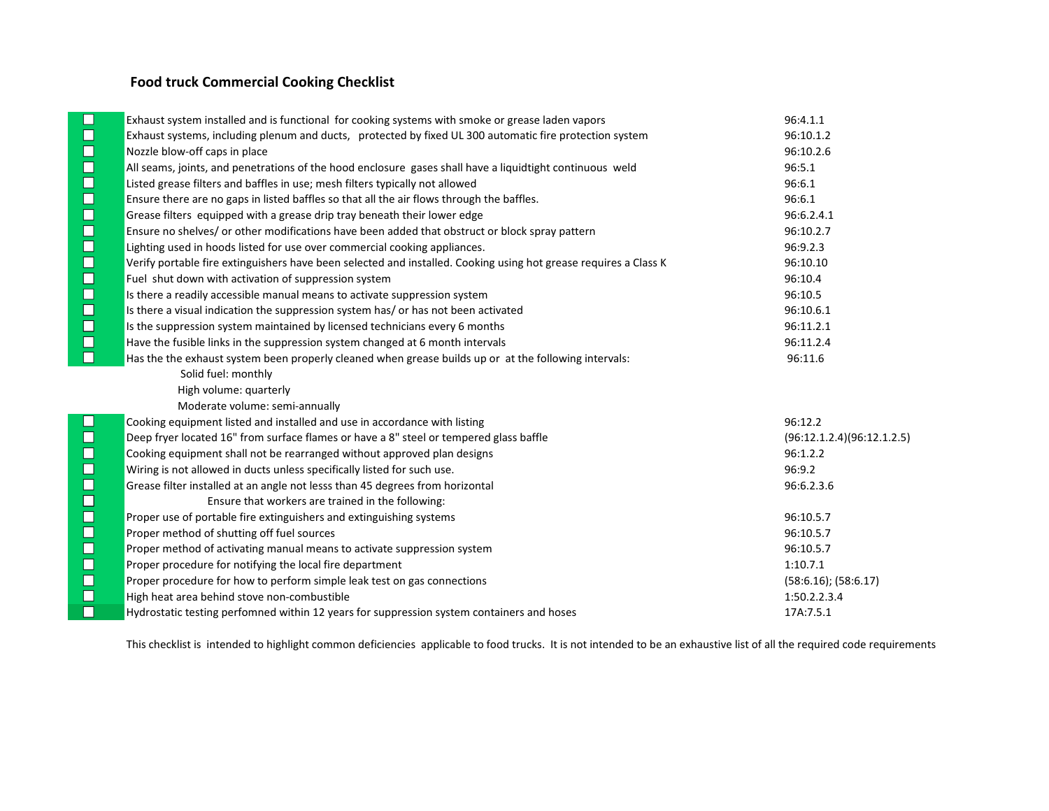### Food truck Commercial Cooking Checklist

| | | |
|---|---|---|
| ☐ | Exhaust system installed and is functional for cooking systems with smoke or grease laden vapors | 96:4.1.1 |
| ☐ | Exhaust systems, including plenum and ducts, protected by fixed UL 300 automatic fire protection system | 96:10.1.2 |
| ☐ | Nozzle blow-off caps in place | 96:10.2.6 |
| ☐ | All seams, joints, and penetrations of the hood enclosure gases shall have a liquidtight continuous weld | 96:5.1 |
| ☐ | Listed grease filters and baffles in use; mesh filters typically not allowed | 96:6.1 |
| ☐ | Ensure there are no gaps in listed baffles so that all the air flows through the baffles. | 96:6.1 |
| ☐ | Grease filters equipped with a grease drip tray beneath their lower edge | 96:6.2.4.1 |
| ☐ | Ensure no shelves/ or other modifications have been added that obstruct or block spray pattern | 96:10.2.7 |
| ☐ | Lighting used in hoods listed for use over commercial cooking appliances. | 96:9.2.3 |
| ☐ | Verify portable fire extinguishers have been selected and installed. Cooking using hot grease requires a Class K | 96:10.10 |
| ☐ | Fuel shut down with activation of suppression system | 96:10.4 |
| ☐ | Is there a readily accessible manual means to activate suppression system | 96:10.5 |
| ☐ | Is there a visual indication the suppression system has/ or has not been activated | 96:10.6.1 |
| ☐ | Is the suppression system maintained by licensed technicians every 6 months | 96:11.2.1 |
| ☐ | Have the fusible links in the suppression system changed at 6 month intervals | 96:11.2.4 |
| ☐ | Has the the exhaust system been properly cleaned when grease builds up or at the following intervals:<br>Solid fuel: monthly<br>High volume: quarterly<br>Moderate volume: semi-annually | 96:11.6 |
| ☐ | Cooking equipment listed and installed and use in accordance with listing | 96:12.2 |
| ☐ | Deep fryer located 16" from surface flames or have a 8" steel or tempered glass baffle | (96:12.1.2.4)(96:12.1.2.5) |
| ☐ | Cooking equipment shall not be rearranged without approved plan designs | 96:1.2.2 |
| ☐ | Wiring is not allowed in ducts unless specifically listed for such use. | 96:9.2 |
| ☐ | Grease filter installed at an angle not lesss than 45 degrees from horizontal | 96:6.2.3.6 |
| ☐ | Ensure that workers are trained in the following: | |
| ☐ | Proper use of portable fire extinguishers and extinguishing systems | 96:10.5.7 |
| ☐ | Proper method of shutting off fuel sources | 96:10.5.7 |
| ☐ | Proper method of activating manual means to activate suppression system | 96:10.5.7 |
| ☐ | Proper procedure for notifying the local fire department | 1:10.7.1 |
| ☐ | Proper procedure for how to perform simple leak test on gas connections | (58:6.16); (58:6.17) |
| ☐ | High heat area behind stove non-combustible | 1:50.2.2.3.4 |
| ☐ | Hydrostatic testing perfomned within 12 years for suppression system containers and hoses | 17A:7.5.1 |

This checklist is intended to highlight common deficiencies applicable to food trucks. It is not intended to be an exhaustive list of all the required code requirements